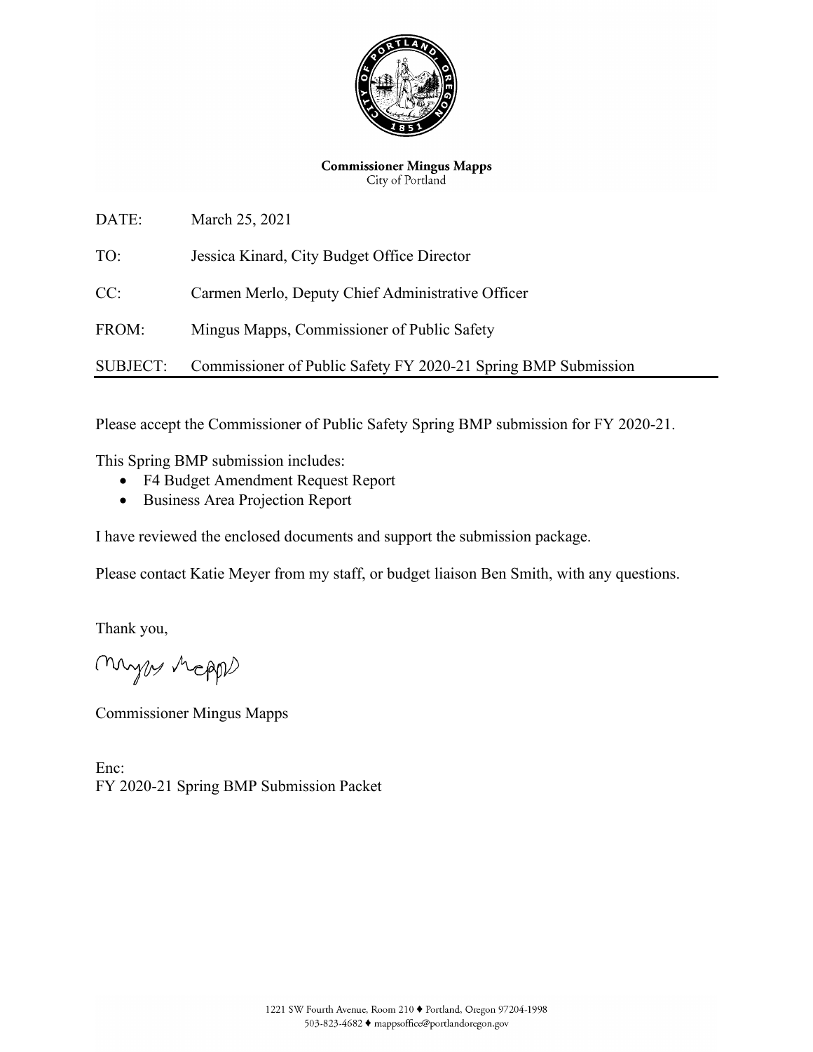**Commissioner Mingus Mapps**
City of Portland

| | |
|---|---|
| DATE: | March 25, 2021 |
| TO: | Jessica Kinard, City Budget Office Director |
| CC: | Carmen Merlo, Deputy Chief Administrative Officer |
| FROM: | Mingus Mapps, Commissioner of Public Safety |
| SUBJECT: | Commissioner of Public Safety FY 2020-21 Spring BMP Submission |

Please accept the Commissioner of Public Safety Spring BMP submission for FY 2020-21.

This Spring BMP submission includes:

- F4 Budget Amendment Request Report
- Business Area Projection Report

I have reviewed the enclosed documents and support the submission package.

Please contact Katie Meyer from my staff, or budget liaison Ben Smith, with any questions.

Thank you,

Mingus Mapps

Commissioner Mingus Mapps

Enc:
FY 2020-21 Spring BMP Submission Packet

1221 SW Fourth Avenue, Room 210 ♦ Portland, Oregon 97204-1998
503-823-4682 ♦ mappsoffice@portlandoregon.gov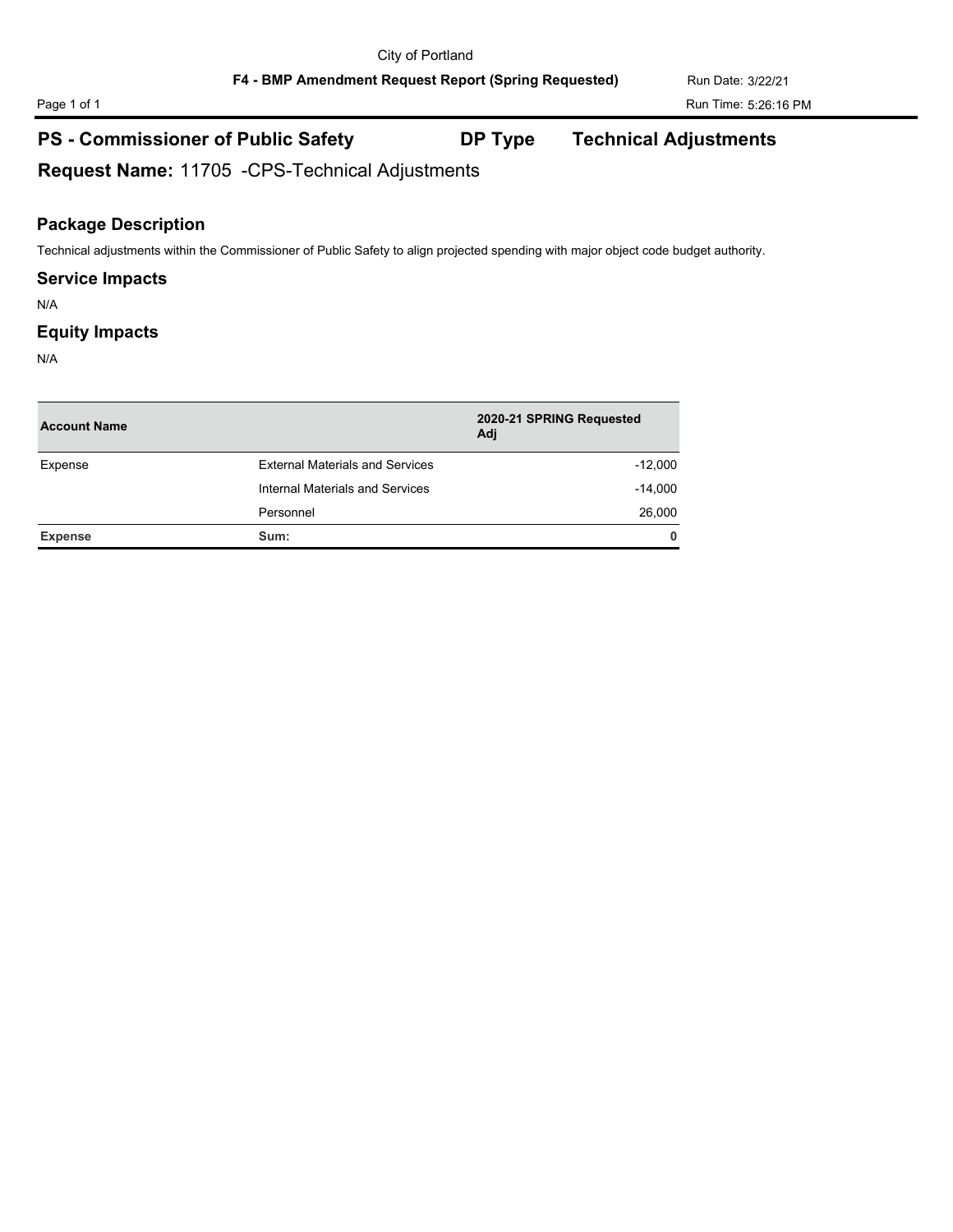City of Portland

**F4 - BMP Amendment Request Report (Spring Requested)**

Run Date: 3/22/21

Run Time: 5:26:16 PM

## PS - Commissioner of Public Safety **DP Type** **Technical Adjustments**

**Request Name:** 11705 -CPS-Technical Adjustments

### Package Description

Technical adjustments within the Commissioner of Public Safety to align projected spending with major object code budget authority.

### Service Impacts

N/A

### Equity Impacts

N/A

| Account Name | | 2020-21 SPRING Requested Adj |
|---|---|---|
| Expense | External Materials and Services | -12,000 |
| | Internal Materials and Services | -14,000 |
| | Personnel | 26,000 |
| **Expense** | **Sum:** | **0** |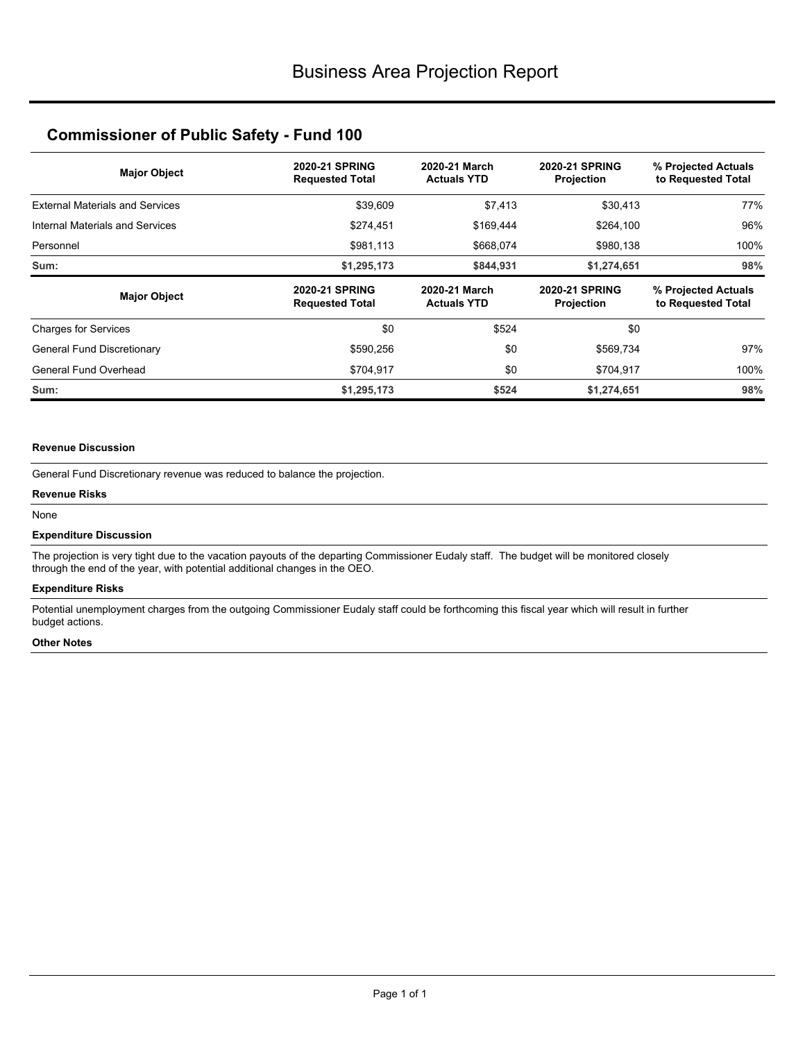# Business Area Projection Report

## Commissioner of Public Safety - Fund 100

| Major Object | 2020-21 SPRING Requested Total | 2020-21 March Actuals YTD | 2020-21 SPRING Projection | % Projected Actuals to Requested Total |
|---|---|---|---|---|
| External Materials and Services | $39,609 | $7,413 | $30,413 | 77% |
| Internal Materials and Services | $274,451 | $169,444 | $264,100 | 96% |
| Personnel | $981,113 | $668,074 | $980,138 | 100% |
| **Sum:** | **$1,295,173** | **$844,931** | **$1,274,651** | **98%** |

| Major Object | 2020-21 SPRING Requested Total | 2020-21 March Actuals YTD | 2020-21 SPRING Projection | % Projected Actuals to Requested Total |
|---|---|---|---|---|
| Charges for Services | $0 | $524 | $0 | |
| General Fund Discretionary | $590,256 | $0 | $569,734 | 97% |
| General Fund Overhead | $704,917 | $0 | $704,917 | 100% |
| **Sum:** | **$1,295,173** | **$524** | **$1,274,651** | **98%** |

**Revenue Discussion**

General Fund Discretionary revenue was reduced to balance the projection.

**Revenue Risks**

None

**Expenditure Discussion**

The projection is very tight due to the vacation payouts of the departing Commissioner Eudaly staff. The budget will be monitored closely through the end of the year, with potential additional changes in the OEO.

**Expenditure Risks**

Potential unemployment charges from the outgoing Commissioner Eudaly staff could be forthcoming this fiscal year which will result in further budget actions.

**Other Notes**